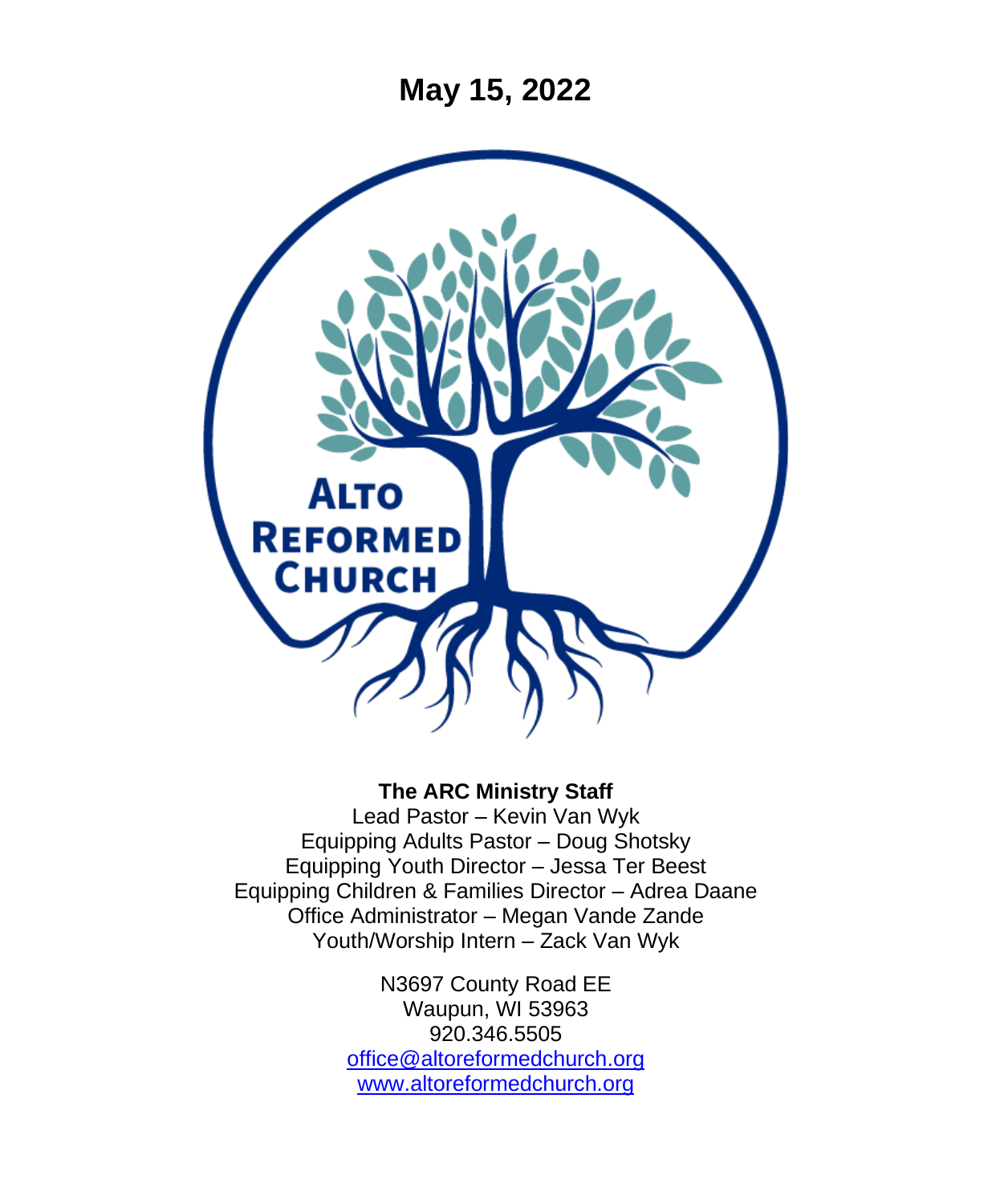# May 15, 2022

ALTO REFORMED CHURCH

**The ARC Ministry Staff**

Lead Pastor – Kevin Van Wyk
Equipping Adults Pastor – Doug Shotsky
Equipping Youth Director – Jessa Ter Beest
Equipping Children & Families Director – Adrea Daane
Office Administrator – Megan Vande Zande
Youth/Worship Intern – Zack Van Wyk

N3697 County Road EE
Waupun, WI 53963
920.346.5505
office@altoreformedchurch.org
www.altoreformedchurch.org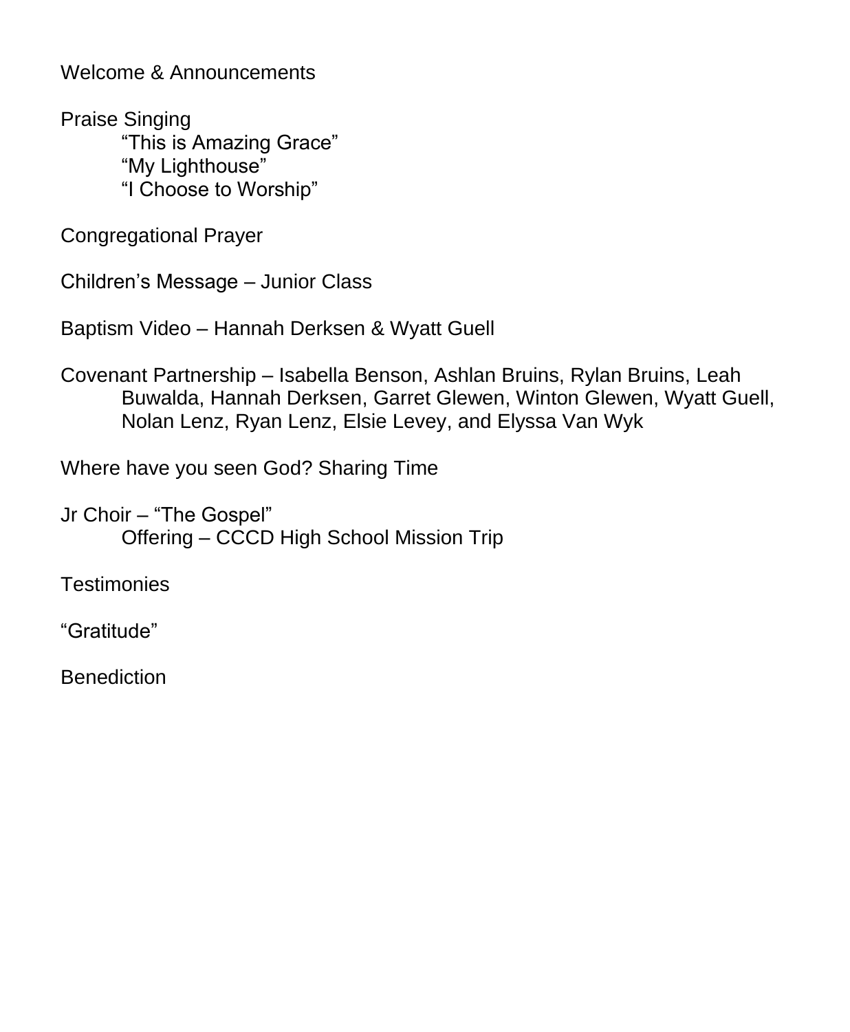Welcome & Announcements

Praise Singing

  “This is Amazing Grace”
  “My Lighthouse”
  “I Choose to Worship”

Congregational Prayer

Children’s Message – Junior Class

Baptism Video – Hannah Derksen & Wyatt Guell

Covenant Partnership – Isabella Benson, Ashlan Bruins, Rylan Bruins, Leah Buwalda, Hannah Derksen, Garret Glewen, Winton Glewen, Wyatt Guell, Nolan Lenz, Ryan Lenz, Elsie Levey, and Elyssa Van Wyk

Where have you seen God? Sharing Time

Jr Choir – “The Gospel”

  Offering – CCCD High School Mission Trip

Testimonies

“Gratitude”

Benediction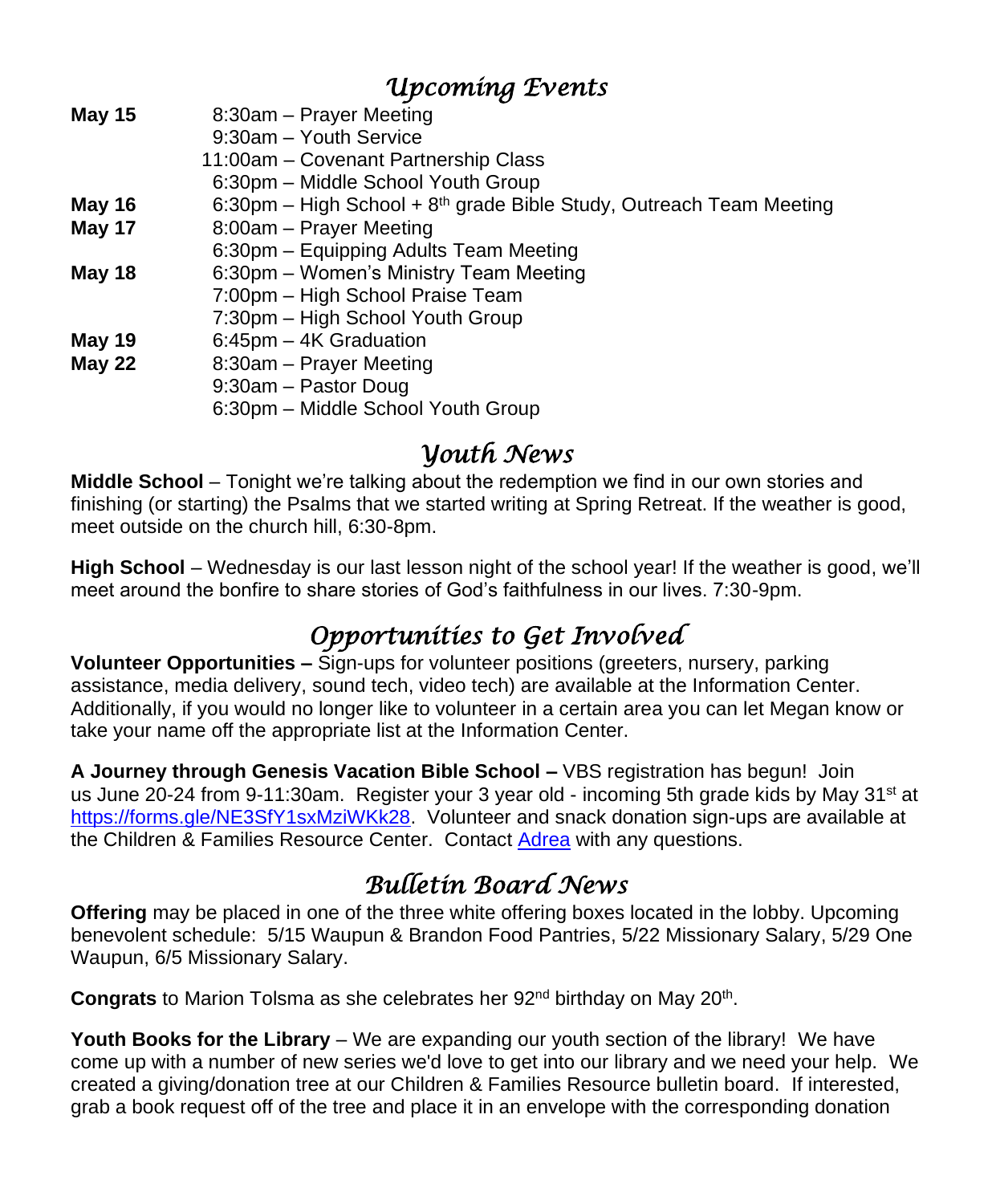# *Upcoming Events*

**May 15** 8:30am – Prayer Meeting
9:30am – Youth Service
11:00am – Covenant Partnership Class
6:30pm – Middle School Youth Group

**May 16** 6:30pm – High School + 8th grade Bible Study, Outreach Team Meeting

**May 17** 8:00am – Prayer Meeting
6:30pm – Equipping Adults Team Meeting

**May 18** 6:30pm – Women's Ministry Team Meeting
7:00pm – High School Praise Team
7:30pm – High School Youth Group

**May 19** 6:45pm – 4K Graduation

**May 22** 8:30am – Prayer Meeting
9:30am – Pastor Doug
6:30pm – Middle School Youth Group

# *Youth News*

**Middle School** – Tonight we're talking about the redemption we find in our own stories and finishing (or starting) the Psalms that we started writing at Spring Retreat. If the weather is good, meet outside on the church hill, 6:30-8pm.

**High School** – Wednesday is our last lesson night of the school year! If the weather is good, we'll meet around the bonfire to share stories of God's faithfulness in our lives. 7:30-9pm.

# *Opportunities to Get Involved*

**Volunteer Opportunities –** Sign-ups for volunteer positions (greeters, nursery, parking assistance, media delivery, sound tech, video tech) are available at the Information Center. Additionally, if you would no longer like to volunteer in a certain area you can let Megan know or take your name off the appropriate list at the Information Center.

**A Journey through Genesis Vacation Bible School –** VBS registration has begun! Join us June 20-24 from 9-11:30am. Register your 3 year old - incoming 5th grade kids by May 31st at https://forms.gle/NE3SfY1sxMziWKk28. Volunteer and snack donation sign-ups are available at the Children & Families Resource Center. Contact Adrea with any questions.

# *Bulletin Board News*

**Offering** may be placed in one of the three white offering boxes located in the lobby. Upcoming benevolent schedule: 5/15 Waupun & Brandon Food Pantries, 5/22 Missionary Salary, 5/29 One Waupun, 6/5 Missionary Salary.

**Congrats** to Marion Tolsma as she celebrates her 92nd birthday on May 20th.

**Youth Books for the Library** – We are expanding our youth section of the library! We have come up with a number of new series we'd love to get into our library and we need your help. We created a giving/donation tree at our Children & Families Resource bulletin board. If interested, grab a book request off of the tree and place it in an envelope with the corresponding donation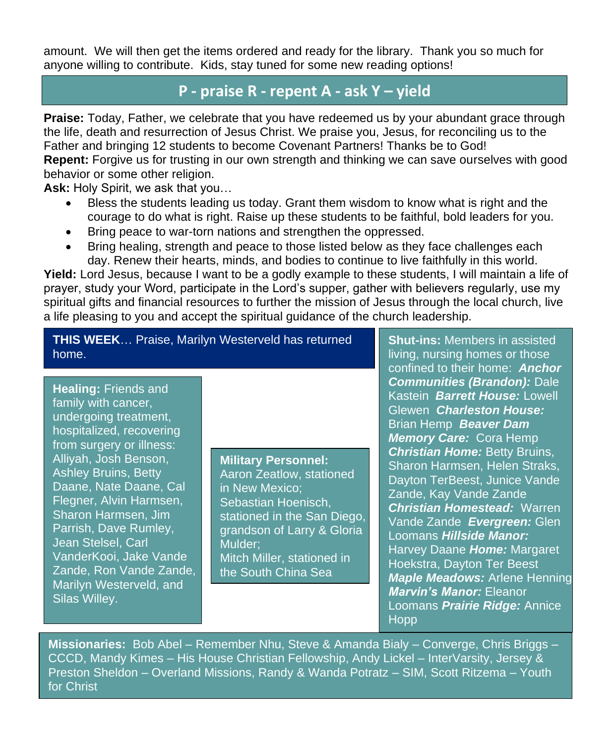amount. We will then get the items ordered and ready for the library. Thank you so much for anyone willing to contribute. Kids, stay tuned for some new reading options!

## P - praise R - repent A - ask Y – yield

**Praise:** Today, Father, we celebrate that you have redeemed us by your abundant grace through the life, death and resurrection of Jesus Christ. We praise you, Jesus, for reconciling us to the Father and bringing 12 students to become Covenant Partners! Thanks be to God!

**Repent:** Forgive us for trusting in our own strength and thinking we can save ourselves with good behavior or some other religion.

**Ask:** Holy Spirit, we ask that you…

- Bless the students leading us today. Grant them wisdom to know what is right and the courage to do what is right. Raise up these students to be faithful, bold leaders for you.
- Bring peace to war-torn nations and strengthen the oppressed.
- Bring healing, strength and peace to those listed below as they face challenges each day. Renew their hearts, minds, and bodies to continue to live faithfully in this world.

**Yield:** Lord Jesus, because I want to be a godly example to these students, I will maintain a life of prayer, study your Word, participate in the Lord's supper, gather with believers regularly, use my spiritual gifts and financial resources to further the mission of Jesus through the local church, live a life pleasing to you and accept the spiritual guidance of the church leadership.

**THIS WEEK**… Praise, Marilyn Westerveld has returned home.

**Healing:** Friends and family with cancer, undergoing treatment, hospitalized, recovering from surgery or illness: Alliyah, Josh Benson, Ashley Bruins, Betty Daane, Nate Daane, Cal Flegner, Alvin Harmsen, Sharon Harmsen, Jim Parrish, Dave Rumley, Jean Stelsel, Carl VanderKooi, Jake Vande Zande, Ron Vande Zande, Marilyn Westerveld, and Silas Willey.

**Military Personnel:** Aaron Zeatlow, stationed in New Mexico; Sebastian Hoenisch, stationed in the San Diego, grandson of Larry & Gloria Mulder; Mitch Miller, stationed in the South China Sea

**Shut-ins:** Members in assisted living, nursing homes or those confined to their home: ***Anchor Communities (Brandon):*** Dale Kastein ***Barrett House:*** Lowell Glewen ***Charleston House:*** Brian Hemp ***Beaver Dam Memory Care:*** Cora Hemp ***Christian Home:*** Betty Bruins, Sharon Harmsen, Helen Straks, Dayton TerBeest, Junice Vande Zande, Kay Vande Zande ***Christian Homestead:*** Warren Vande Zande ***Evergreen:*** Glen Loomans ***Hillside Manor:*** Harvey Daane ***Home:*** Margaret Hoekstra, Dayton Ter Beest ***Maple Meadows:*** Arlene Henning ***Marvin's Manor:*** Eleanor Loomans ***Prairie Ridge:*** Annice Hopp

**Missionaries:** Bob Abel – Remember Nhu, Steve & Amanda Bialy – Converge, Chris Briggs – CCCD, Mandy Kimes – His House Christian Fellowship, Andy Lickel – InterVarsity, Jersey & Preston Sheldon – Overland Missions, Randy & Wanda Potratz – SIM, Scott Ritzema – Youth for Christ